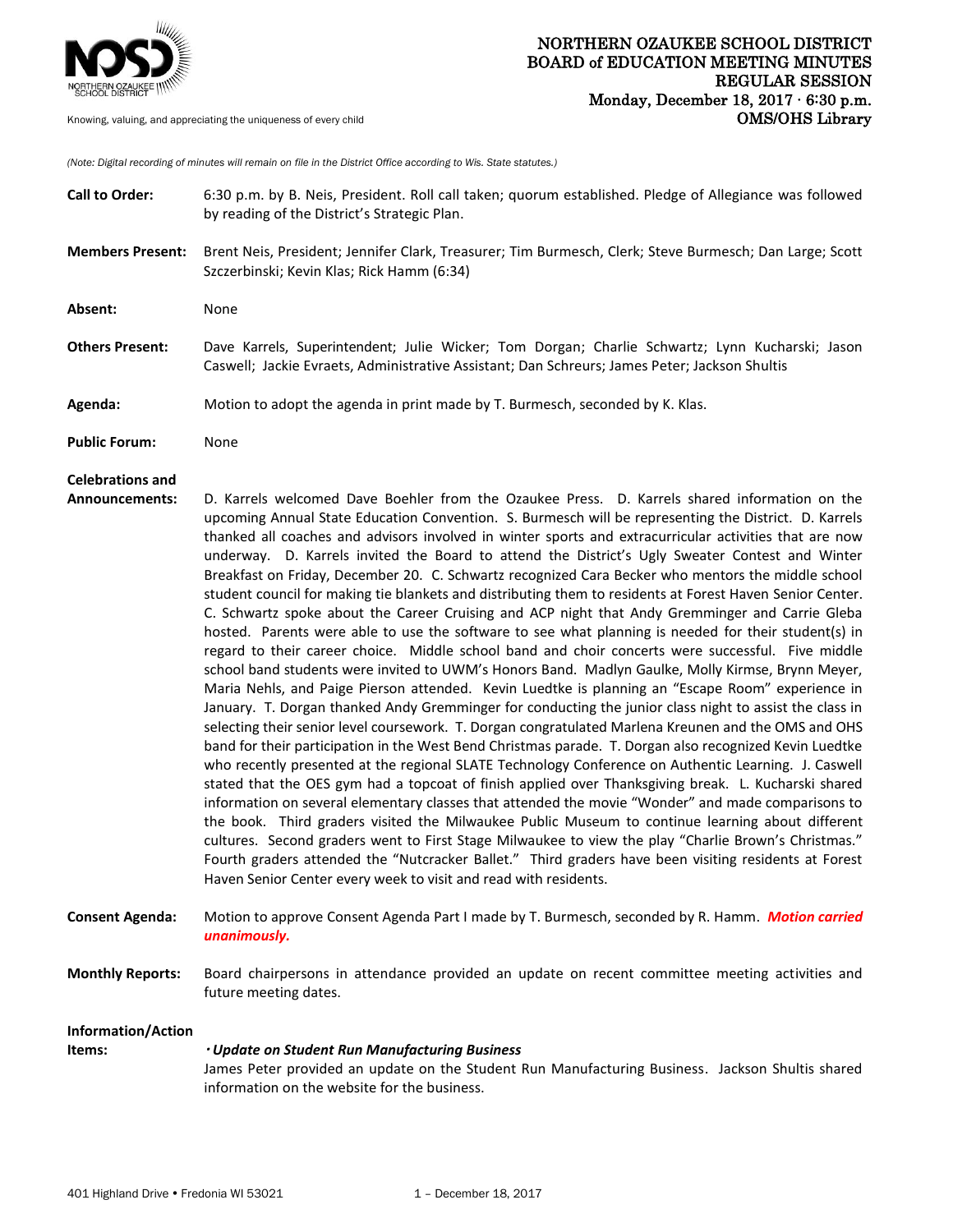# NORTHERN OZAUKEE SCHOOL DISTRICT
## BOARD of EDUCATION MEETING MINUTES
## REGULAR SESSION
**Monday, December 18, 2017 · 6:30 p.m.**
**OMS/OHS Library**

Knowing, valuing, and appreciating the uniqueness of every child

*(Note: Digital recording of minutes will remain on file in the District Office according to Wis. State statutes.)*

**Call to Order:** 6:30 p.m. by B. Neis, President. Roll call taken; quorum established. Pledge of Allegiance was followed by reading of the District's Strategic Plan.

**Members Present:** Brent Neis, President; Jennifer Clark, Treasurer; Tim Burmesch, Clerk; Steve Burmesch; Dan Large; Scott Szczerbinski; Kevin Klas; Rick Hamm (6:34)

**Absent:** None

**Others Present:** Dave Karrels, Superintendent; Julie Wicker; Tom Dorgan; Charlie Schwartz; Lynn Kucharski; Jason Caswell; Jackie Evraets, Administrative Assistant; Dan Schreurs; James Peter; Jackson Shultis

**Agenda:** Motion to adopt the agenda in print made by T. Burmesch, seconded by K. Klas.

**Public Forum:** None

**Celebrations and Announcements:** D. Karrels welcomed Dave Boehler from the Ozaukee Press. D. Karrels shared information on the upcoming Annual State Education Convention. S. Burmesch will be representing the District. D. Karrels thanked all coaches and advisors involved in winter sports and extracurricular activities that are now underway. D. Karrels invited the Board to attend the District's Ugly Sweater Contest and Winter Breakfast on Friday, December 20. C. Schwartz recognized Cara Becker who mentors the middle school student council for making tie blankets and distributing them to residents at Forest Haven Senior Center. C. Schwartz spoke about the Career Cruising and ACP night that Andy Gremminger and Carrie Gleba hosted. Parents were able to use the software to see what planning is needed for their student(s) in regard to their career choice. Middle school band and choir concerts were successful. Five middle school band students were invited to UWM's Honors Band. Madlyn Gaulke, Molly Kirmse, Brynn Meyer, Maria Nehls, and Paige Pierson attended. Kevin Luedtke is planning an "Escape Room" experience in January. T. Dorgan thanked Andy Gremminger for conducting the junior class night to assist the class in selecting their senior level coursework. T. Dorgan congratulated Marlena Kreunen and the OMS and OHS band for their participation in the West Bend Christmas parade. T. Dorgan also recognized Kevin Luedtke who recently presented at the regional SLATE Technology Conference on Authentic Learning. J. Caswell stated that the OES gym had a topcoat of finish applied over Thanksgiving break. L. Kucharski shared information on several elementary classes that attended the movie "Wonder" and made comparisons to the book. Third graders visited the Milwaukee Public Museum to continue learning about different cultures. Second graders went to First Stage Milwaukee to view the play "Charlie Brown's Christmas." Fourth graders attended the "Nutcracker Ballet." Third graders have been visiting residents at Forest Haven Senior Center every week to visit and read with residents.

**Consent Agenda:** Motion to approve Consent Agenda Part I made by T. Burmesch, seconded by R. Hamm. ***Motion carried unanimously.***

**Monthly Reports:** Board chairpersons in attendance provided an update on recent committee meeting activities and future meeting dates.

**Information/Action Items:**

· ***Update on Student Run Manufacturing Business***

James Peter provided an update on the Student Run Manufacturing Business. Jackson Shultis shared information on the website for the business.

401 Highland Drive • Fredonia WI 53021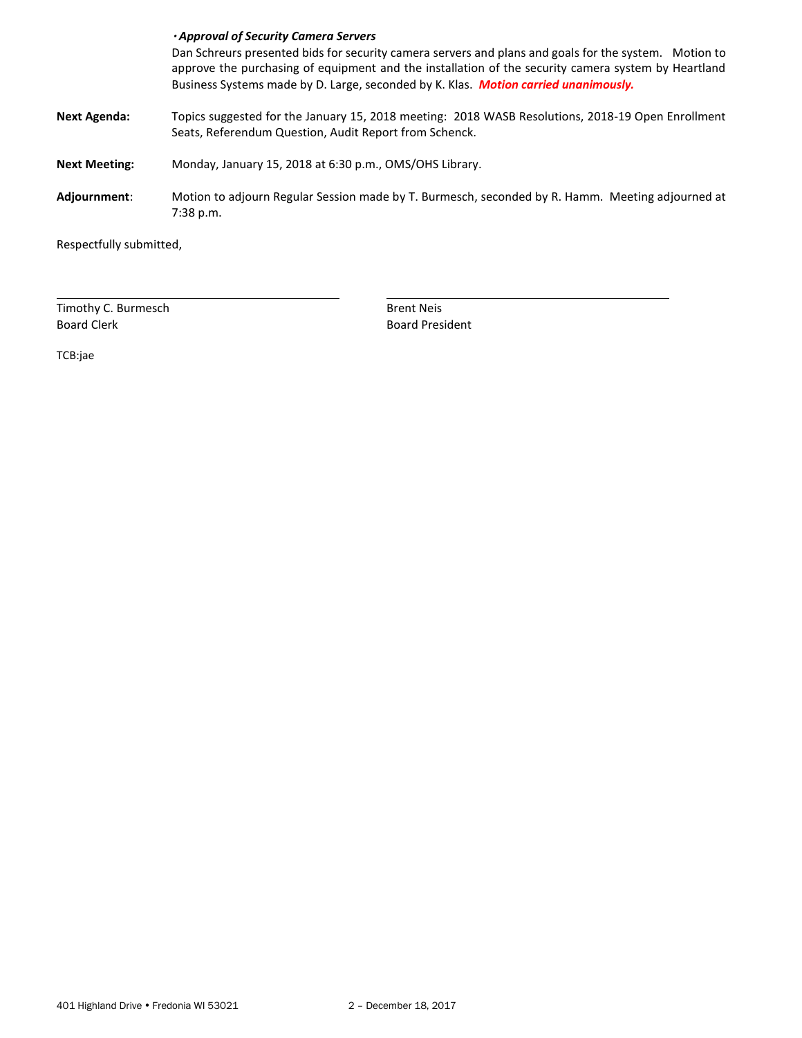***· Approval of Security Camera Servers***

Dan Schreurs presented bids for security camera servers and plans and goals for the system. Motion to approve the purchasing of equipment and the installation of the security camera system by Heartland Business Systems made by D. Large, seconded by K. Klas. ***Motion carried unanimously.***

**Next Agenda:** Topics suggested for the January 15, 2018 meeting: 2018 WASB Resolutions, 2018-19 Open Enrollment Seats, Referendum Question, Audit Report from Schenck.

**Next Meeting:** Monday, January 15, 2018 at 6:30 p.m., OMS/OHS Library.

**Adjournment**: Motion to adjourn Regular Session made by T. Burmesch, seconded by R. Hamm. Meeting adjourned at 7:38 p.m.

Respectfully submitted,

| | |
|---|---|
| Timothy C. Burmesch | Brent Neis |
| Board Clerk | Board President |

TCB:jae